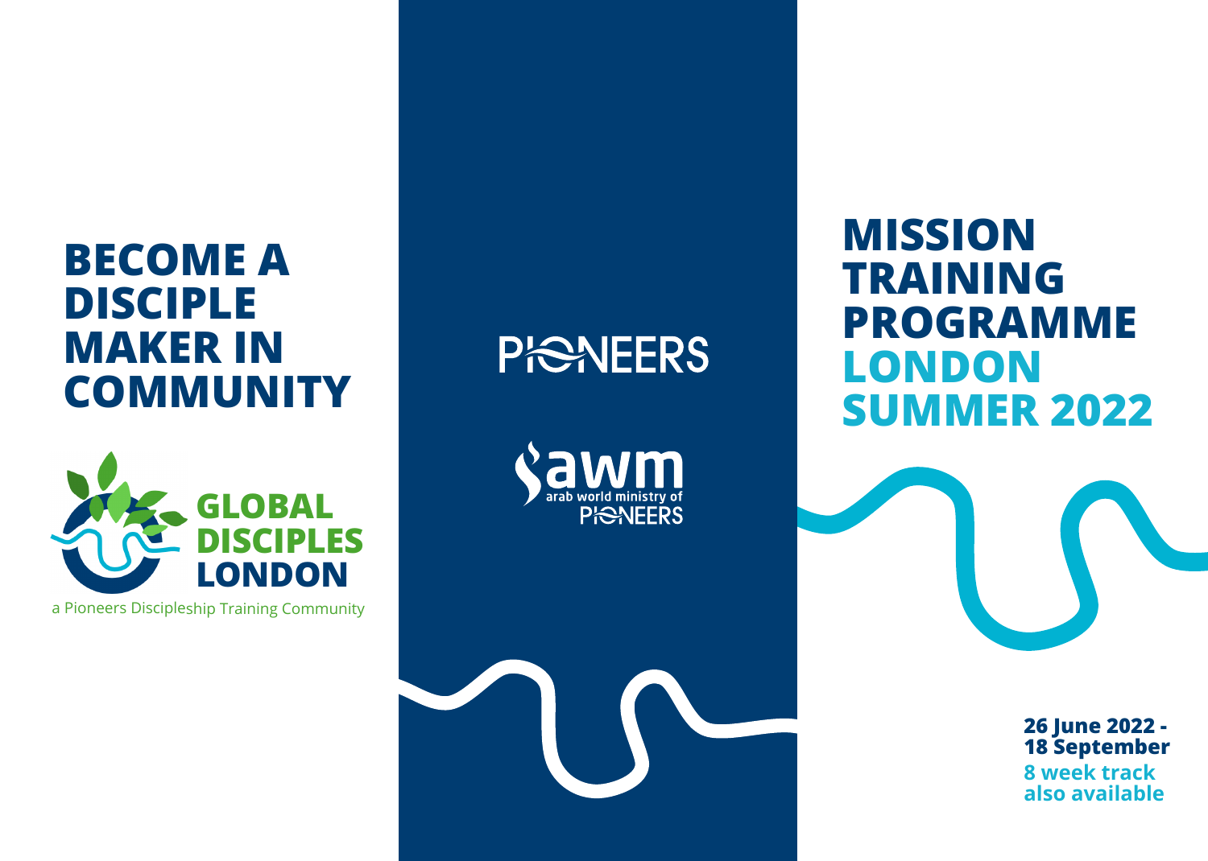# BECOME A DISCIPLE MAKER IN COMMUNITY

GLOBAL DISCIPLES LONDON

a Pioneers Discipleship Training Community

PIONEERS

awm
arab world ministry of
PIONEERS

# MISSION TRAINING PROGRAMME LONDON SUMMER 2022

**26 June 2022 - 18 September**

**8 week track also available**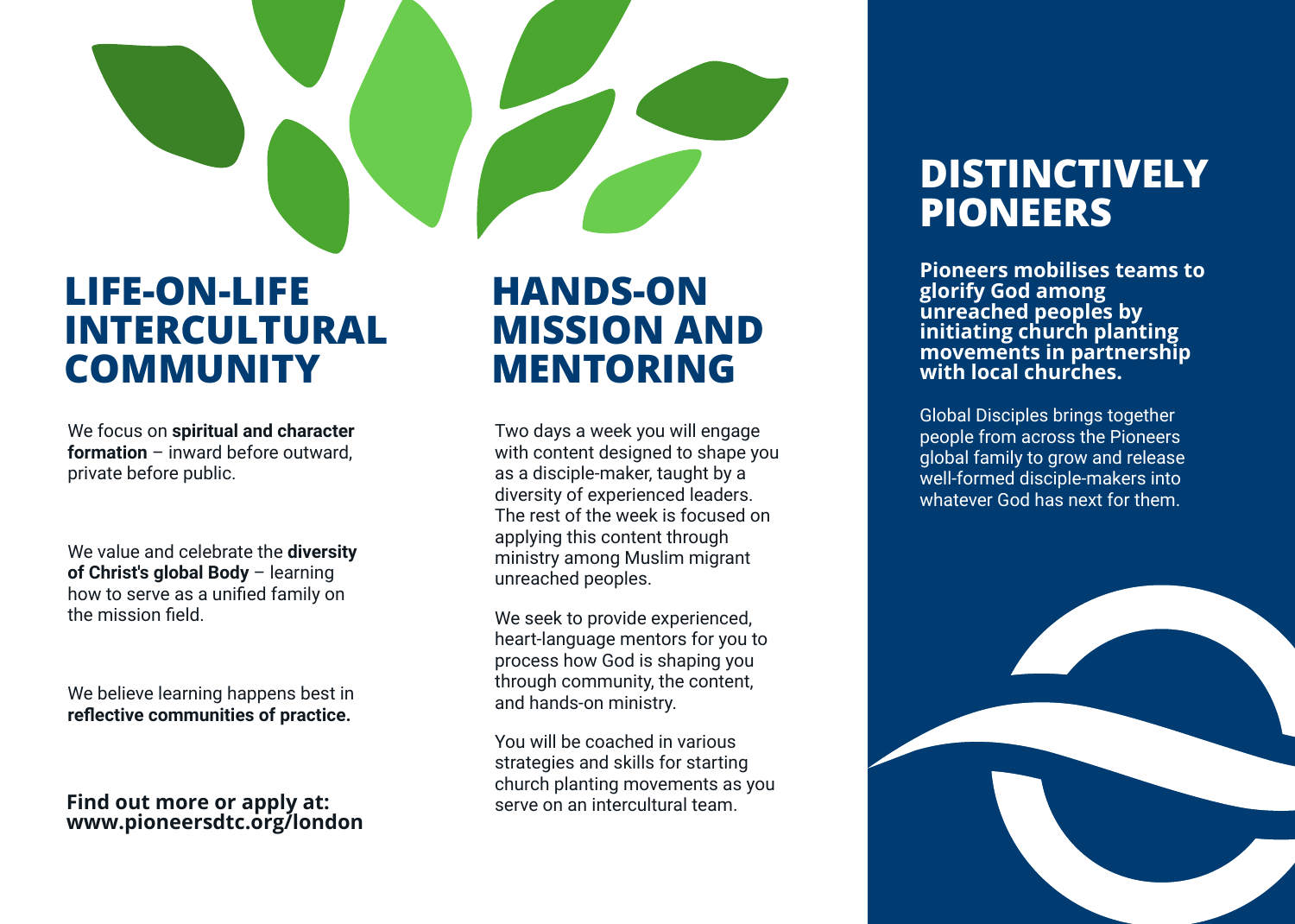## LIFE-ON-LIFE INTERCULTURAL COMMUNITY

We focus on **spiritual and character formation** – inward before outward, private before public.

We value and celebrate the **diversity of Christ's global Body** – learning how to serve as a unified family on the mission field.

We believe learning happens best in **reflective communities of practice.**

**Find out more or apply at: www.pioneersdtc.org/london**

## HANDS-ON MISSION AND MENTORING

Two days a week you will engage with content designed to shape you as a disciple-maker, taught by a diversity of experienced leaders. The rest of the week is focused on applying this content through ministry among Muslim migrant unreached peoples.

We seek to provide experienced, heart-language mentors for you to process how God is shaping you through community, the content, and hands-on ministry.

You will be coached in various strategies and skills for starting church planting movements as you serve on an intercultural team.

## DISTINCTIVELY PIONEERS

**Pioneers mobilises teams to glorify God among unreached peoples by initiating church planting movements in partnership with local churches.**

Global Disciples brings together people from across the Pioneers global family to grow and release well-formed disciple-makers into whatever God has next for them.